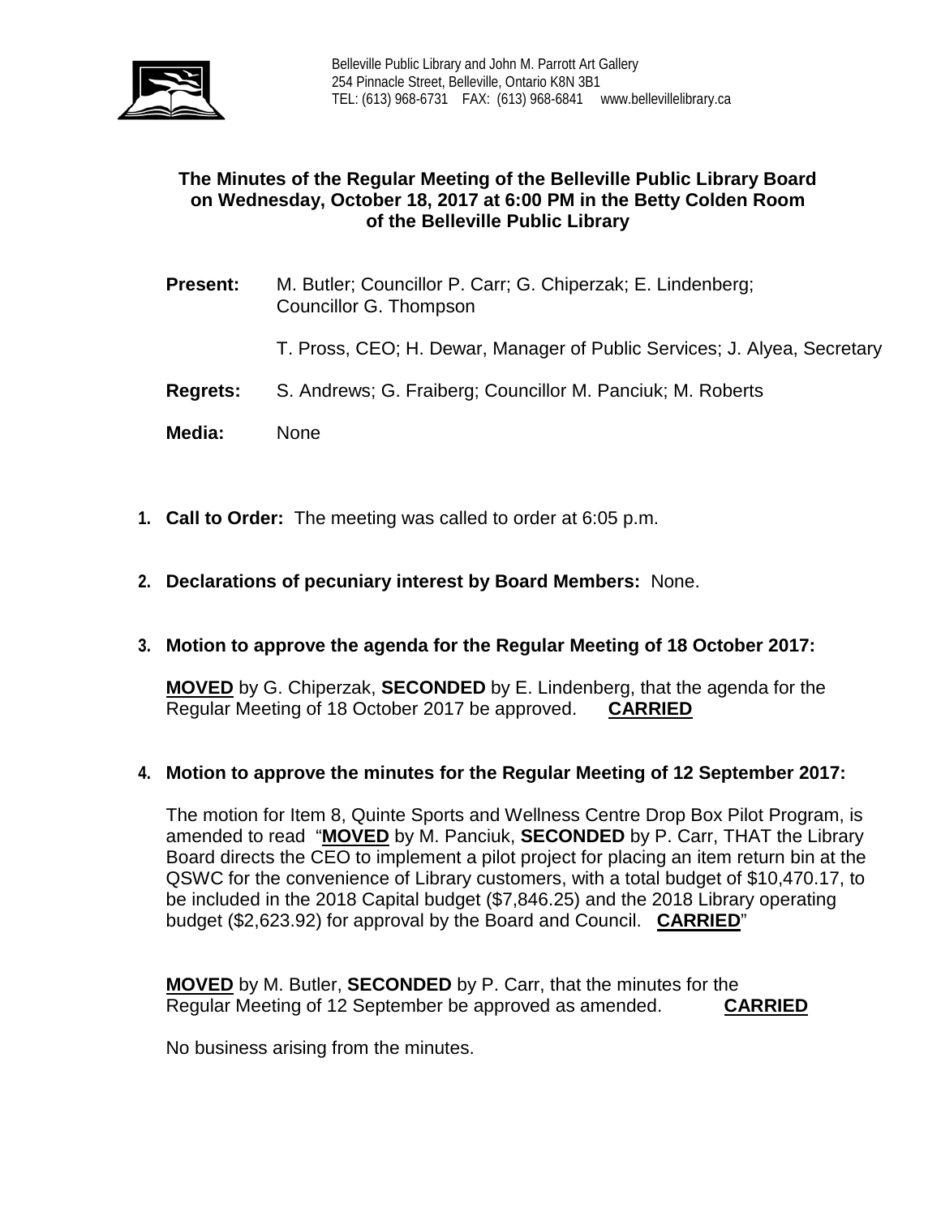Belleville Public Library and John M. Parrott Art Gallery
254 Pinnacle Street, Belleville, Ontario K8N 3B1
TEL: (613) 968-6731 FAX: (613) 968-6841 www.bellevillelibrary.ca

## The Minutes of the Regular Meeting of the Belleville Public Library Board on Wednesday, October 18, 2017 at 6:00 PM in the Betty Colden Room of the Belleville Public Library

**Present:** M. Butler; Councillor P. Carr; G. Chiperzak; E. Lindenberg; Councillor G. Thompson

T. Pross, CEO; H. Dewar, Manager of Public Services; J. Alyea, Secretary

**Regrets:** S. Andrews; G. Fraiberg; Councillor M. Panciuk; M. Roberts

**Media:** None

1. **Call to Order:** The meeting was called to order at 6:05 p.m.

2. **Declarations of pecuniary interest by Board Members:** None.

3. **Motion to approve the agenda for the Regular Meeting of 18 October 2017:**

   **MOVED** by G. Chiperzak, **SECONDED** by E. Lindenberg, that the agenda for the Regular Meeting of 18 October 2017 be approved. **CARRIED**

4. **Motion to approve the minutes for the Regular Meeting of 12 September 2017:**

   The motion for Item 8, Quinte Sports and Wellness Centre Drop Box Pilot Program, is amended to read "**MOVED** by M. Panciuk, **SECONDED** by P. Carr, THAT the Library Board directs the CEO to implement a pilot project for placing an item return bin at the QSWC for the convenience of Library customers, with a total budget of $10,470.17, to be included in the 2018 Capital budget ($7,846.25) and the 2018 Library operating budget ($2,623.92) for approval by the Board and Council. **CARRIED**"

   **MOVED** by M. Butler, **SECONDED** by P. Carr, that the minutes for the Regular Meeting of 12 September be approved as amended. **CARRIED**

   No business arising from the minutes.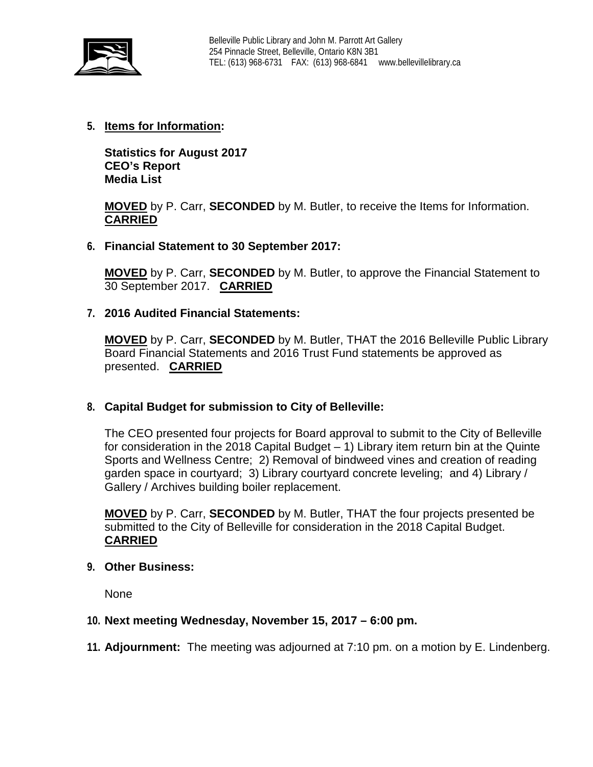Belleville Public Library and John M. Parrott Art Gallery
254 Pinnacle Street, Belleville, Ontario K8N 3B1
TEL: (613) 968-6731 FAX: (613) 968-6841 www.bellevillelibrary.ca

**5. Items for Information:**

**Statistics for August 2017**
**CEO's Report**
**Media List**

**MOVED** by P. Carr, **SECONDED** by M. Butler, to receive the Items for Information. **CARRIED**

**6. Financial Statement to 30 September 2017:**

**MOVED** by P. Carr, **SECONDED** by M. Butler, to approve the Financial Statement to 30 September 2017. **CARRIED**

**7. 2016 Audited Financial Statements:**

**MOVED** by P. Carr, **SECONDED** by M. Butler, THAT the 2016 Belleville Public Library Board Financial Statements and 2016 Trust Fund statements be approved as presented. **CARRIED**

**8. Capital Budget for submission to City of Belleville:**

The CEO presented four projects for Board approval to submit to the City of Belleville for consideration in the 2018 Capital Budget – 1) Library item return bin at the Quinte Sports and Wellness Centre; 2) Removal of bindweed vines and creation of reading garden space in courtyard; 3) Library courtyard concrete leveling; and 4) Library / Gallery / Archives building boiler replacement.

**MOVED** by P. Carr, **SECONDED** by M. Butler, THAT the four projects presented be submitted to the City of Belleville for consideration in the 2018 Capital Budget. **CARRIED**

**9. Other Business:**

None

**10. Next meeting Wednesday, November 15, 2017 – 6:00 pm.**

**11. Adjournment:** The meeting was adjourned at 7:10 pm. on a motion by E. Lindenberg.